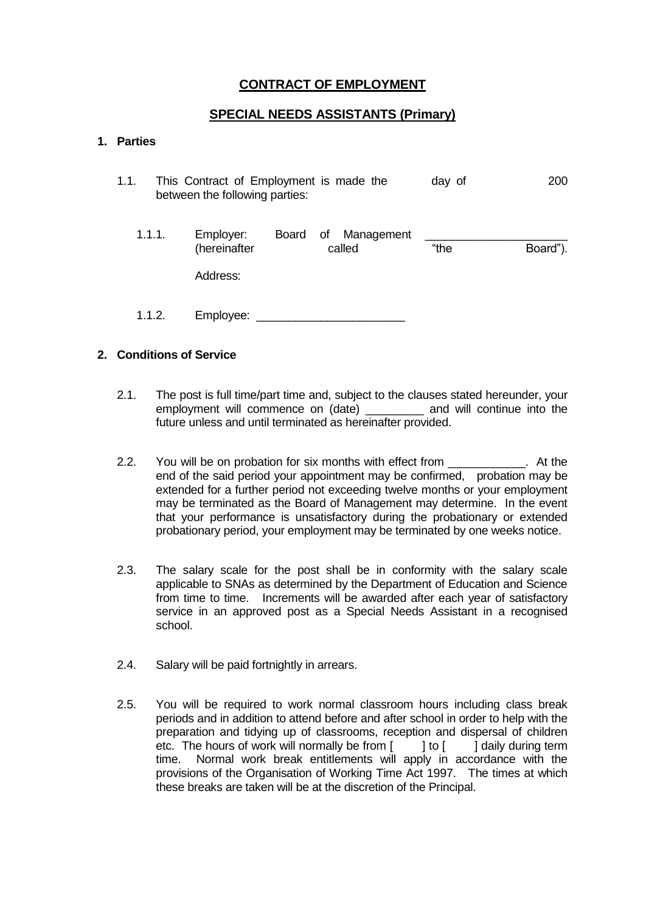# CONTRACT OF EMPLOYMENT

## SPECIAL NEEDS ASSISTANTS (Primary)

**1. Parties**

1.1. This Contract of Employment is made the day of 200 between the following parties:

1.1.1. Employer: Board of Management ______________________ (hereinafter called "the Board").

Address:

1.1.2. Employee: ________________________

**2. Conditions of Service**

2.1. The post is full time/part time and, subject to the clauses stated hereunder, your employment will commence on (date) _________ and will continue into the future unless and until terminated as hereinafter provided.

2.2. You will be on probation for six months with effect from ____________. At the end of the said period your appointment may be confirmed, probation may be extended for a further period not exceeding twelve months or your employment may be terminated as the Board of Management may determine. In the event that your performance is unsatisfactory during the probationary or extended probationary period, your employment may be terminated by one weeks notice.

2.3. The salary scale for the post shall be in conformity with the salary scale applicable to SNAs as determined by the Department of Education and Science from time to time. Increments will be awarded after each year of satisfactory service in an approved post as a Special Needs Assistant in a recognised school.

2.4. Salary will be paid fortnightly in arrears.

2.5. You will be required to work normal classroom hours including class break periods and in addition to attend before and after school in order to help with the preparation and tidying up of classrooms, reception and dispersal of children etc. The hours of work will normally be from [ ] to [ ] daily during term time. Normal work break entitlements will apply in accordance with the provisions of the Organisation of Working Time Act 1997. The times at which these breaks are taken will be at the discretion of the Principal.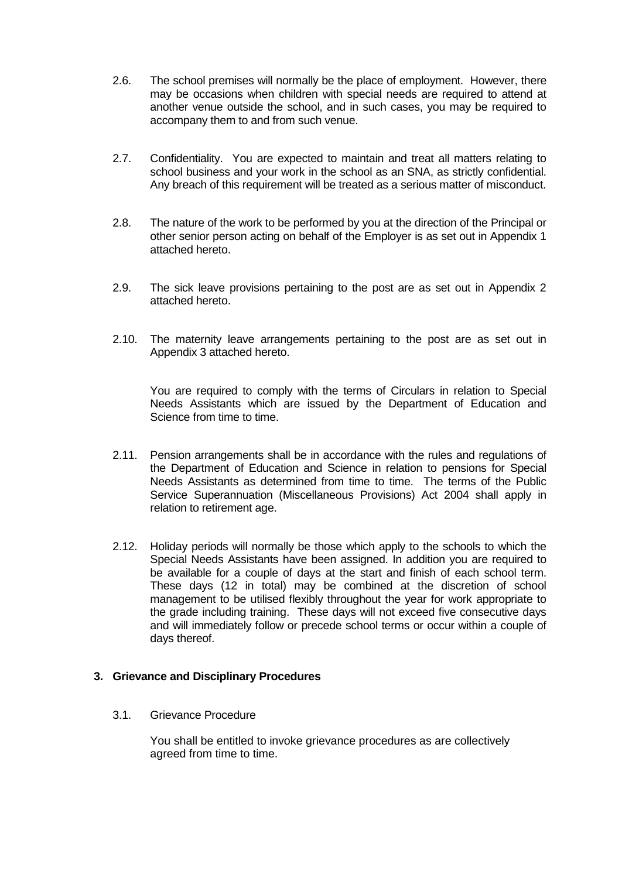2.6. The school premises will normally be the place of employment. However, there may be occasions when children with special needs are required to attend at another venue outside the school, and in such cases, you may be required to accompany them to and from such venue.

2.7. Confidentiality. You are expected to maintain and treat all matters relating to school business and your work in the school as an SNA, as strictly confidential. Any breach of this requirement will be treated as a serious matter of misconduct.

2.8. The nature of the work to be performed by you at the direction of the Principal or other senior person acting on behalf of the Employer is as set out in Appendix 1 attached hereto.

2.9. The sick leave provisions pertaining to the post are as set out in Appendix 2 attached hereto.

2.10. The maternity leave arrangements pertaining to the post are as set out in Appendix 3 attached hereto.

You are required to comply with the terms of Circulars in relation to Special Needs Assistants which are issued by the Department of Education and Science from time to time.

2.11. Pension arrangements shall be in accordance with the rules and regulations of the Department of Education and Science in relation to pensions for Special Needs Assistants as determined from time to time. The terms of the Public Service Superannuation (Miscellaneous Provisions) Act 2004 shall apply in relation to retirement age.

2.12. Holiday periods will normally be those which apply to the schools to which the Special Needs Assistants have been assigned. In addition you are required to be available for a couple of days at the start and finish of each school term. These days (12 in total) may be combined at the discretion of school management to be utilised flexibly throughout the year for work appropriate to the grade including training. These days will not exceed five consecutive days and will immediately follow or precede school terms or occur within a couple of days thereof.

## 3. Grievance and Disciplinary Procedures

3.1. Grievance Procedure

You shall be entitled to invoke grievance procedures as are collectively agreed from time to time.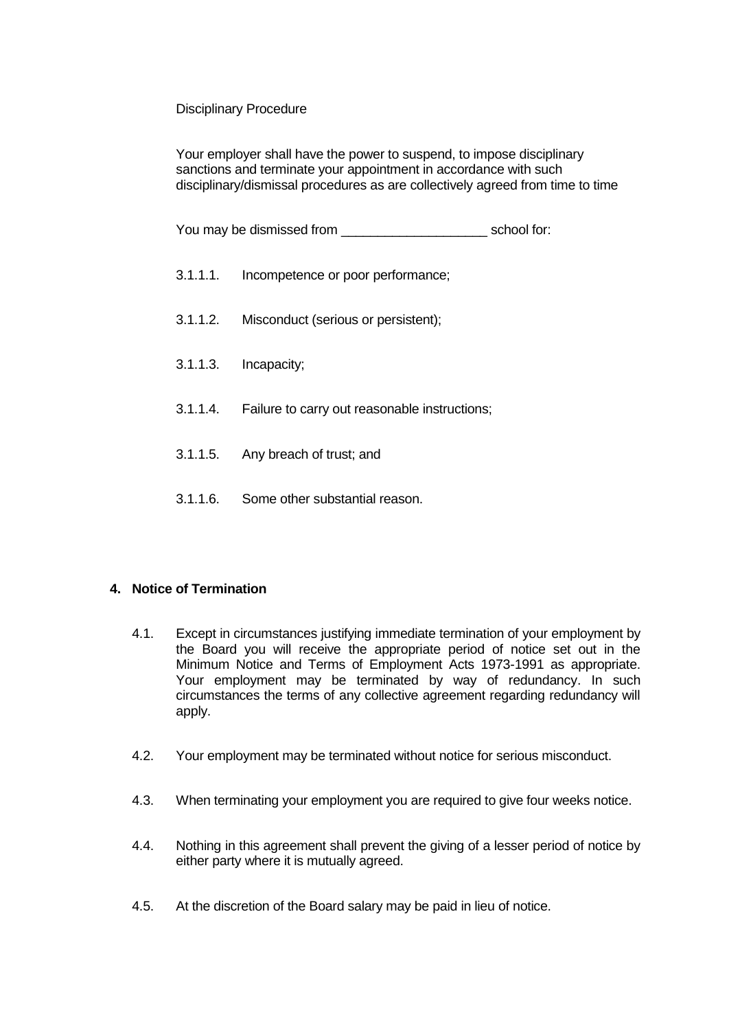Disciplinary Procedure

Your employer shall have the power to suspend, to impose disciplinary sanctions and terminate your appointment in accordance with such disciplinary/dismissal procedures as are collectively agreed from time to time

You may be dismissed from ____________________ school for:

3.1.1.1. Incompetence or poor performance;

3.1.1.2. Misconduct (serious or persistent);

3.1.1.3. Incapacity;

3.1.1.4. Failure to carry out reasonable instructions;

3.1.1.5. Any breach of trust; and

3.1.1.6. Some other substantial reason.

## 4. Notice of Termination

4.1. Except in circumstances justifying immediate termination of your employment by the Board you will receive the appropriate period of notice set out in the Minimum Notice and Terms of Employment Acts 1973-1991 as appropriate. Your employment may be terminated by way of redundancy. In such circumstances the terms of any collective agreement regarding redundancy will apply.

4.2. Your employment may be terminated without notice for serious misconduct.

4.3. When terminating your employment you are required to give four weeks notice.

4.4. Nothing in this agreement shall prevent the giving of a lesser period of notice by either party where it is mutually agreed.

4.5. At the discretion of the Board salary may be paid in lieu of notice.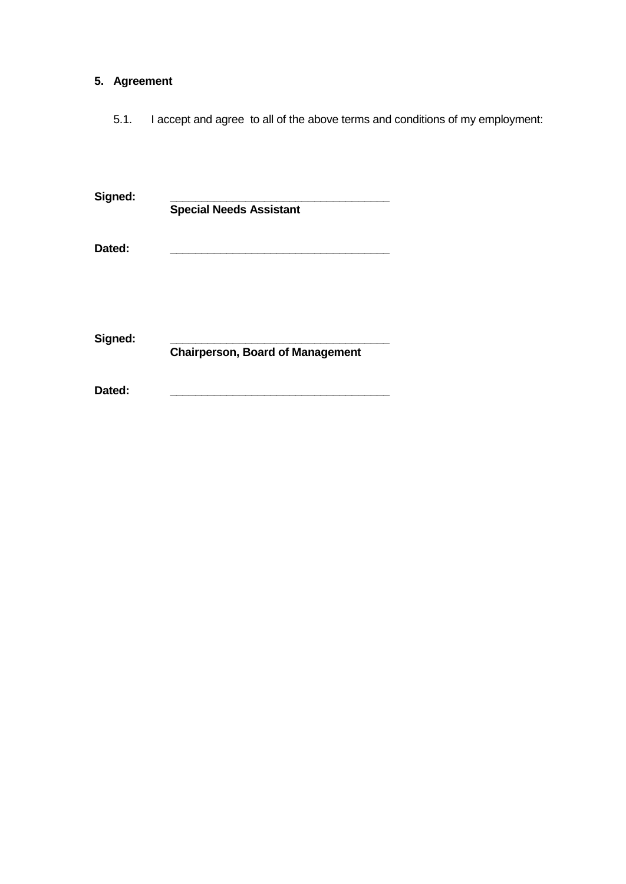## 5. Agreement

5.1. I accept and agree to all of the above terms and conditions of my employment:

**Signed:** ___________________________________
**Special Needs Assistant**

**Dated:** ___________________________________

**Signed:** ___________________________________
**Chairperson, Board of Management**

**Dated:** ___________________________________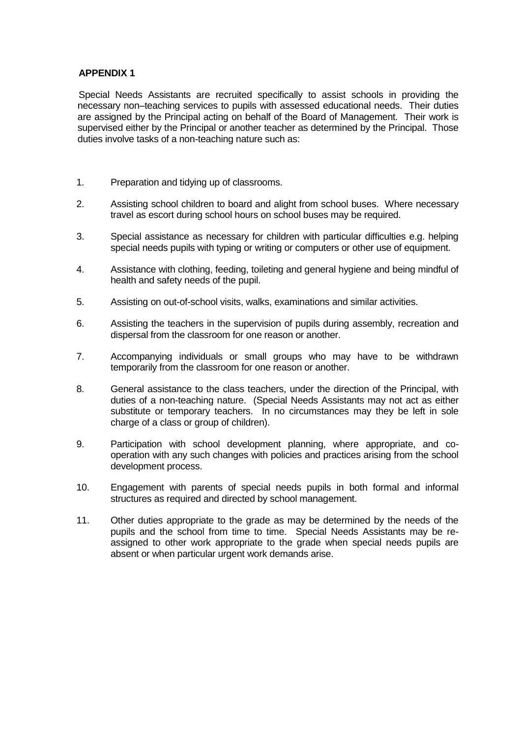**APPENDIX 1**

Special Needs Assistants are recruited specifically to assist schools in providing the necessary non–teaching services to pupils with assessed educational needs. Their duties are assigned by the Principal acting on behalf of the Board of Management. Their work is supervised either by the Principal or another teacher as determined by the Principal. Those duties involve tasks of a non-teaching nature such as:

1. Preparation and tidying up of classrooms.

2. Assisting school children to board and alight from school buses. Where necessary travel as escort during school hours on school buses may be required.

3. Special assistance as necessary for children with particular difficulties e.g. helping special needs pupils with typing or writing or computers or other use of equipment.

4. Assistance with clothing, feeding, toileting and general hygiene and being mindful of health and safety needs of the pupil.

5. Assisting on out-of-school visits, walks, examinations and similar activities.

6. Assisting the teachers in the supervision of pupils during assembly, recreation and dispersal from the classroom for one reason or another.

7. Accompanying individuals or small groups who may have to be withdrawn temporarily from the classroom for one reason or another.

8. General assistance to the class teachers, under the direction of the Principal, with duties of a non-teaching nature. (Special Needs Assistants may not act as either substitute or temporary teachers. In no circumstances may they be left in sole charge of a class or group of children).

9. Participation with school development planning, where appropriate, and co-operation with any such changes with policies and practices arising from the school development process.

10. Engagement with parents of special needs pupils in both formal and informal structures as required and directed by school management.

11. Other duties appropriate to the grade as may be determined by the needs of the pupils and the school from time to time. Special Needs Assistants may be re-assigned to other work appropriate to the grade when special needs pupils are absent or when particular urgent work demands arise.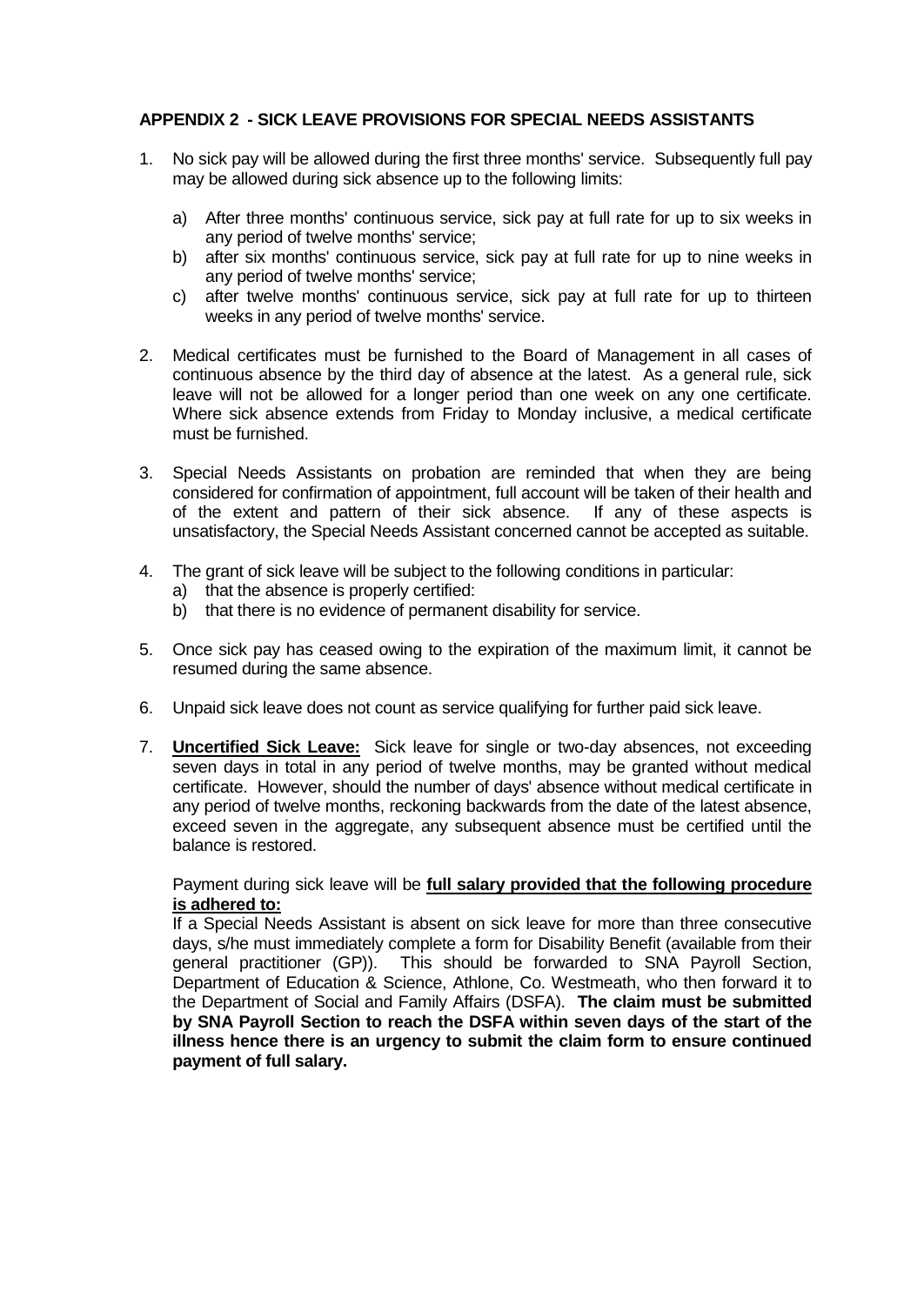## APPENDIX 2 - SICK LEAVE PROVISIONS FOR SPECIAL NEEDS ASSISTANTS

1. No sick pay will be allowed during the first three months' service. Subsequently full pay may be allowed during sick absence up to the following limits:

   a) After three months' continuous service, sick pay at full rate for up to six weeks in any period of twelve months' service;
   b) after six months' continuous service, sick pay at full rate for up to nine weeks in any period of twelve months' service;
   c) after twelve months' continuous service, sick pay at full rate for up to thirteen weeks in any period of twelve months' service.

2. Medical certificates must be furnished to the Board of Management in all cases of continuous absence by the third day of absence at the latest. As a general rule, sick leave will not be allowed for a longer period than one week on any one certificate. Where sick absence extends from Friday to Monday inclusive, a medical certificate must be furnished.

3. Special Needs Assistants on probation are reminded that when they are being considered for confirmation of appointment, full account will be taken of their health and of the extent and pattern of their sick absence. If any of these aspects is unsatisfactory, the Special Needs Assistant concerned cannot be accepted as suitable.

4. The grant of sick leave will be subject to the following conditions in particular:
   a) that the absence is properly certified:
   b) that there is no evidence of permanent disability for service.

5. Once sick pay has ceased owing to the expiration of the maximum limit, it cannot be resumed during the same absence.

6. Unpaid sick leave does not count as service qualifying for further paid sick leave.

7. **<u>Uncertified Sick Leave:</u>** Sick leave for single or two-day absences, not exceeding seven days in total in any period of twelve months, may be granted without medical certificate. However, should the number of days' absence without medical certificate in any period of twelve months, reckoning backwards from the date of the latest absence, exceed seven in the aggregate, any subsequent absence must be certified until the balance is restored.

   Payment during sick leave will be **<u>full salary provided that the following procedure is adhered to:</u>**
   If a Special Needs Assistant is absent on sick leave for more than three consecutive days, s/he must immediately complete a form for Disability Benefit (available from their general practitioner (GP)). This should be forwarded to SNA Payroll Section, Department of Education & Science, Athlone, Co. Westmeath, who then forward it to the Department of Social and Family Affairs (DSFA). **The claim must be submitted by SNA Payroll Section to reach the DSFA within seven days of the start of the illness hence there is an urgency to submit the claim form to ensure continued payment of full salary.**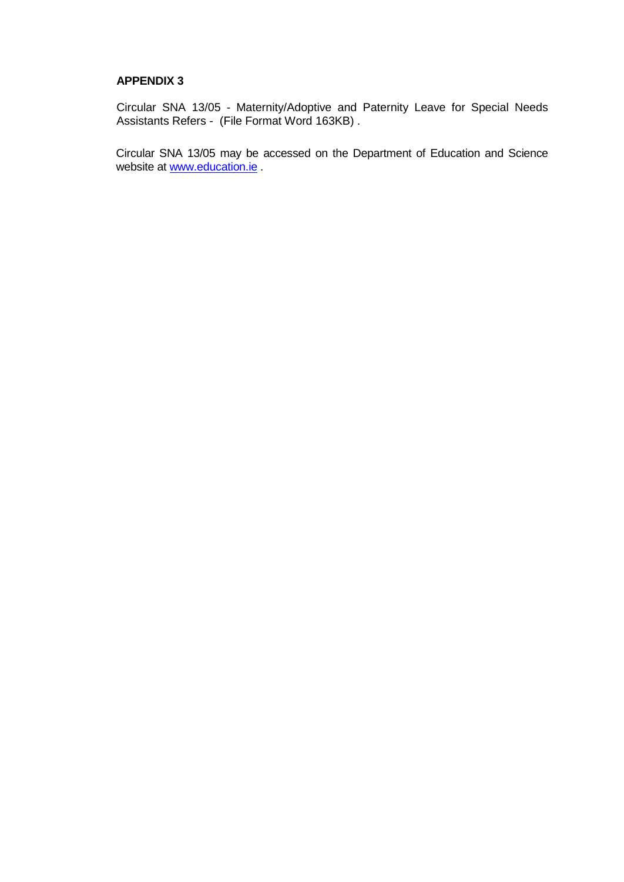## APPENDIX 3

Circular SNA 13/05 - Maternity/Adoptive and Paternity Leave for Special Needs Assistants Refers - (File Format Word 163KB) .

Circular SNA 13/05 may be accessed on the Department of Education and Science website at [www.education.ie](http://www.education.ie) .